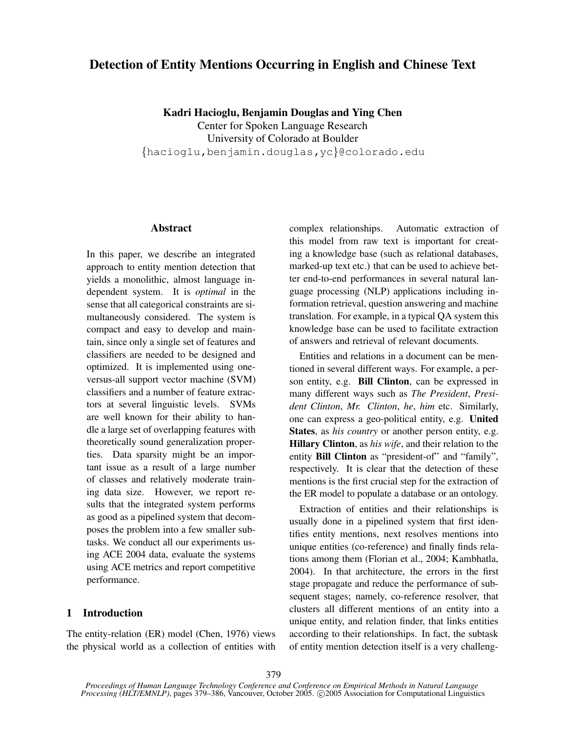# Detection of Entity Mentions Occurring in English and Chinese Text

**Kadri Hacioglu, Benjamin Douglas and Ying Chen**
Center for Spoken Language Research
University of Colorado at Boulder
{hacioglu,benjamin.douglas,yc}@colorado.edu

## Abstract

In this paper, we describe an integrated approach to entity mention detection that yields a monolithic, almost language independent system. It is *optimal* in the sense that all categorical constraints are simultaneously considered. The system is compact and easy to develop and maintain, since only a single set of features and classifiers are needed to be designed and optimized. It is implemented using one-versus-all support vector machine (SVM) classifiers and a number of feature extractors at several linguistic levels. SVMs are well known for their ability to handle a large set of overlapping features with theoretically sound generalization properties. Data sparsity might be an important issue as a result of a large number of classes and relatively moderate training data size. However, we report results that the integrated system performs as good as a pipelined system that decomposes the problem into a few smaller subtasks. We conduct all our experiments using ACE 2004 data, evaluate the systems using ACE metrics and report competitive performance.

## 1 Introduction

The entity-relation (ER) model (Chen, 1976) views the physical world as a collection of entities with complex relationships. Automatic extraction of this model from raw text is important for creating a knowledge base (such as relational databases, marked-up text etc.) that can be used to achieve better end-to-end performances in several natural language processing (NLP) applications including information retrieval, question answering and machine translation. For example, in a typical QA system this knowledge base can be used to facilitate extraction of answers and retrieval of relevant documents.

Entities and relations in a document can be mentioned in several different ways. For example, a person entity, e.g. **Bill Clinton**, can be expressed in many different ways such as *The President*, *President Clinton*, *Mr. Clinton*, *he*, *him* etc. Similarly, one can express a geo-political entity, e.g. **United States**, as *his country* or another person entity, e.g. **Hillary Clinton**, as *his wife*, and their relation to the entity **Bill Clinton** as "president-of" and "family", respectively. It is clear that the detection of these mentions is the first crucial step for the extraction of the ER model to populate a database or an ontology.

Extraction of entities and their relationships is usually done in a pipelined system that first identifies entity mentions, next resolves mentions into unique entities (co-reference) and finally finds relations among them (Florian et al., 2004; Kambhatla, 2004). In that architecture, the errors in the first stage propagate and reduce the performance of subsequent stages; namely, co-reference resolver, that clusters all different mentions of an entity into a unique entity, and relation finder, that links entities according to their relationships. In fact, the subtask of entity mention detection itself is a very challeng-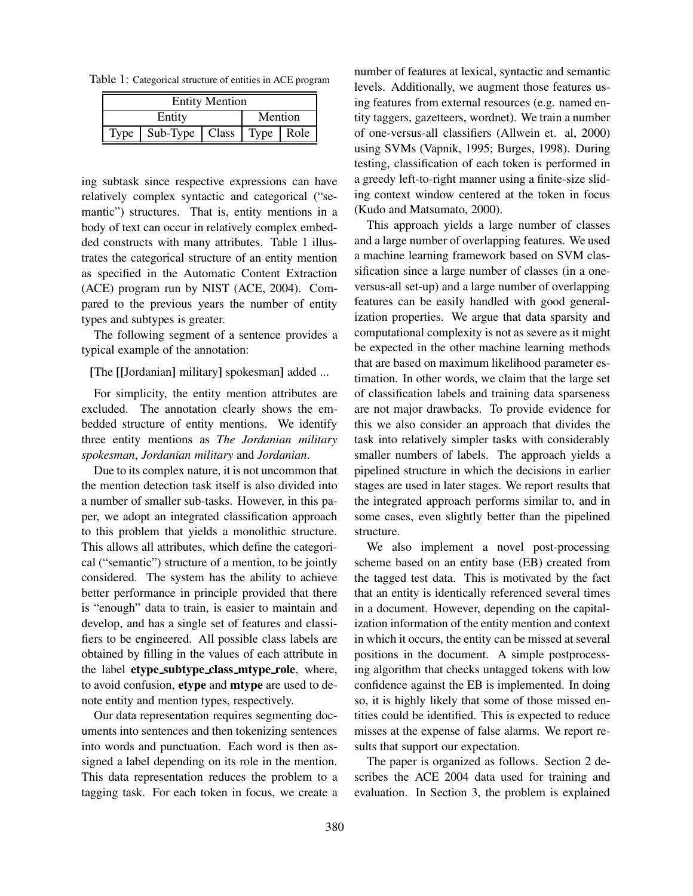Table 1: Categorical structure of entities in ACE program

| Entity Mention | | | | |
|---|---|---|---|---|
| Entity | | | Mention | |
| Type | Sub-Type | Class | Type | Role |

ing subtask since respective expressions can have relatively complex syntactic and categorical ("semantic") structures. That is, entity mentions in a body of text can occur in relatively complex embedded constructs with many attributes. Table 1 illustrates the categorical structure of an entity mention as specified in the Automatic Content Extraction (ACE) program run by NIST (ACE, 2004). Compared to the previous years the number of entity types and subtypes is greater.

The following segment of a sentence provides a typical example of the annotation:

**[**The **[[**Jordanian**]** military**]** spokesman**]** added ...

For simplicity, the entity mention attributes are excluded. The annotation clearly shows the embedded structure of entity mentions. We identify three entity mentions as *The Jordanian military spokesman*, *Jordanian military* and *Jordanian*.

Due to its complex nature, it is not uncommon that the mention detection task itself is also divided into a number of smaller sub-tasks. However, in this paper, we adopt an integrated classification approach to this problem that yields a monolithic structure. This allows all attributes, which define the categorical ("semantic") structure of a mention, to be jointly considered. The system has the ability to achieve better performance in principle provided that there is "enough" data to train, is easier to maintain and develop, and has a single set of features and classifiers to be engineered. All possible class labels are obtained by filling in the values of each attribute in the label **etype_subtype_class_mtype_role**, where, to avoid confusion, **etype** and **mtype** are used to denote entity and mention types, respectively.

Our data representation requires segmenting documents into sentences and then tokenizing sentences into words and punctuation. Each word is then assigned a label depending on its role in the mention. This data representation reduces the problem to a tagging task. For each token in focus, we create a number of features at lexical, syntactic and semantic levels. Additionally, we augment those features using features from external resources (e.g. named entity taggers, gazetteers, wordnet). We train a number of one-versus-all classifiers (Allwein et. al, 2000) using SVMs (Vapnik, 1995; Burges, 1998). During testing, classification of each token is performed in a greedy left-to-right manner using a finite-size sliding context window centered at the token in focus (Kudo and Matsumato, 2000).

This approach yields a large number of classes and a large number of overlapping features. We used a machine learning framework based on SVM classification since a large number of classes (in a one-versus-all set-up) and a large number of overlapping features can be easily handled with good generalization properties. We argue that data sparsity and computational complexity is not as severe as it might be expected in the other machine learning methods that are based on maximum likelihood parameter estimation. In other words, we claim that the large set of classification labels and training data sparseness are not major drawbacks. To provide evidence for this we also consider an approach that divides the task into relatively simpler tasks with considerably smaller numbers of labels. The approach yields a pipelined structure in which the decisions in earlier stages are used in later stages. We report results that the integrated approach performs similar to, and in some cases, even slightly better than the pipelined structure.

We also implement a novel post-processing scheme based on an entity base (EB) created from the tagged test data. This is motivated by the fact that an entity is identically referenced several times in a document. However, depending on the capitalization information of the entity mention and context in which it occurs, the entity can be missed at several positions in the document. A simple postprocessing algorithm that checks untagged tokens with low confidence against the EB is implemented. In doing so, it is highly likely that some of those missed entities could be identified. This is expected to reduce misses at the expense of false alarms. We report results that support our expectation.

The paper is organized as follows. Section 2 describes the ACE 2004 data used for training and evaluation. In Section 3, the problem is explained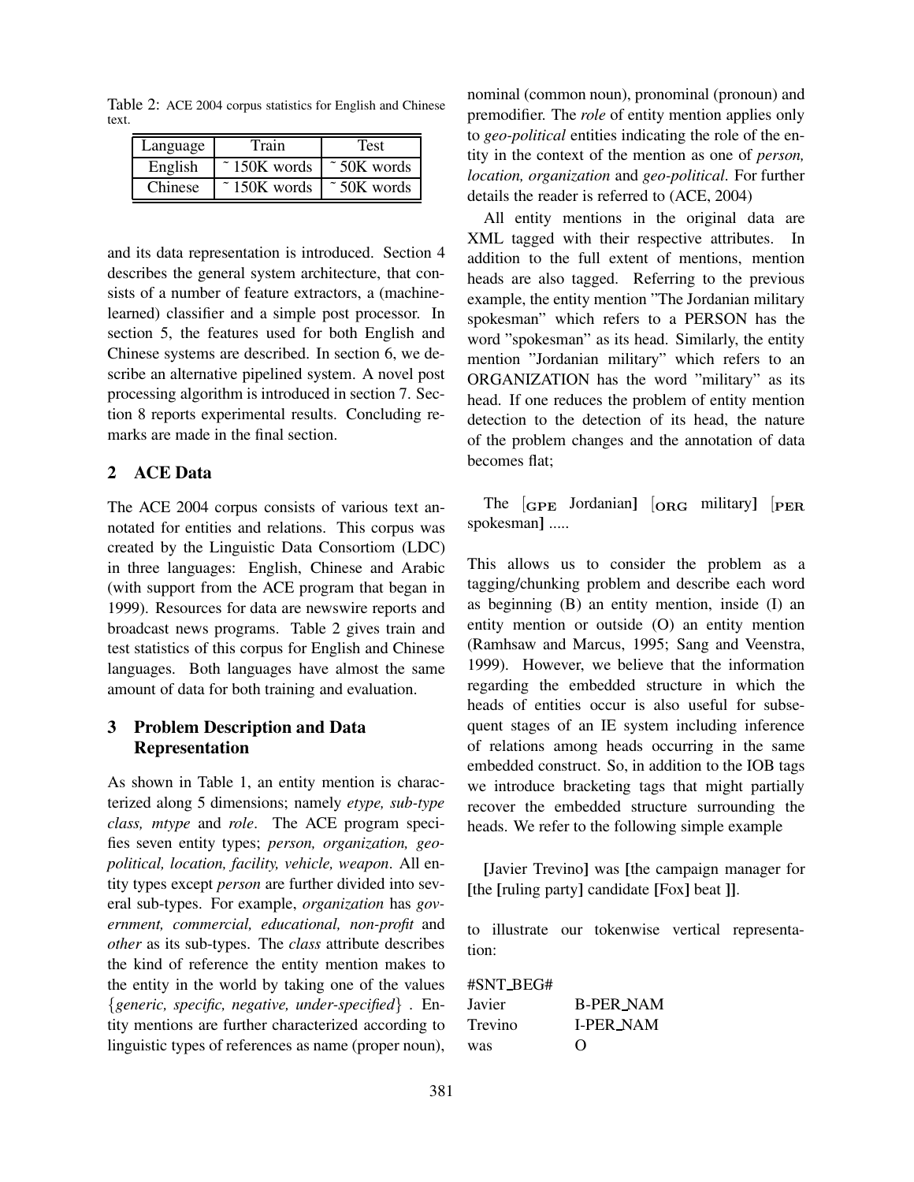Table 2: ACE 2004 corpus statistics for English and Chinese text.

| Language | Train | Test |
|---|---|---|
| English | ˜150K words | ˜50K words |
| Chinese | ˜150K words | ˜50K words |

and its data representation is introduced. Section 4 describes the general system architecture, that consists of a number of feature extractors, a (machine-learned) classifier and a simple post processor. In section 5, the features used for both English and Chinese systems are described. In section 6, we describe an alternative pipelined system. A novel post processing algorithm is introduced in section 7. Section 8 reports experimental results. Concluding remarks are made in the final section.

## 2 ACE Data

The ACE 2004 corpus consists of various text annotated for entities and relations. This corpus was created by the Linguistic Data Consortiom (LDC) in three languages: English, Chinese and Arabic (with support from the ACE program that began in 1999). Resources for data are newswire reports and broadcast news programs. Table 2 gives train and test statistics of this corpus for English and Chinese languages. Both languages have almost the same amount of data for both training and evaluation.

## 3 Problem Description and Data Representation

As shown in Table 1, an entity mention is characterized along 5 dimensions; namely *etype, sub-type class, mtype* and *role*. The ACE program specifies seven entity types; *person, organization, geo-political, location, facility, vehicle, weapon*. All entity types except *person* are further divided into several sub-types. For example, *organization* has *government, commercial, educational, non-profit* and *other* as its sub-types. The *class* attribute describes the kind of reference the entity mention makes to the entity in the world by taking one of the values {*generic, specific, negative, under-specified*} . Entity mentions are further characterized according to linguistic types of references as name (proper noun), nominal (common noun), pronominal (pronoun) and premodifier. The *role* of entity mention applies only to *geo-political* entities indicating the role of the entity in the context of the mention as one of *person, location, organization* and *geo-political*. For further details the reader is referred to (ACE, 2004)

All entity mentions in the original data are XML tagged with their respective attributes. In addition to the full extent of mentions, mention heads are also tagged. Referring to the previous example, the entity mention "The Jordanian military spokesman" which refers to a PERSON has the word "spokesman" as its head. Similarly, the entity mention "Jordanian military" which refers to an ORGANIZATION has the word "military" as its head. If one reduces the problem of entity mention detection to the detection of its head, the nature of the problem changes and the annotation of data becomes flat;

The [$_{\mathbf{GPE}}$ Jordanian] [$_{\mathbf{ORG}}$ military] [$_{\mathbf{PER}}$ spokesman] .....

This allows us to consider the problem as a tagging/chunking problem and describe each word as beginning (B) an entity mention, inside (I) an entity mention or outside (O) an entity mention (Ramhsaw and Marcus, 1995; Sang and Veenstra, 1999). However, we believe that the information regarding the embedded structure in which the heads of entities occur is also useful for subsequent stages of an IE system including inference of relations among heads occurring in the same embedded construct. So, in addition to the IOB tags we introduce bracketing tags that might partially recover the embedded structure surrounding the heads. We refer to the following simple example

**[**Javier Trevino**]** was **[**the campaign manager for **[**the **[**ruling party**]** candidate **[**Fox**]** beat **]]**.

to illustrate our tokenwise vertical representation:

```
#SNT_BEG#
Javier      B-PER_NAM
Trevino     I-PER_NAM
was         O
```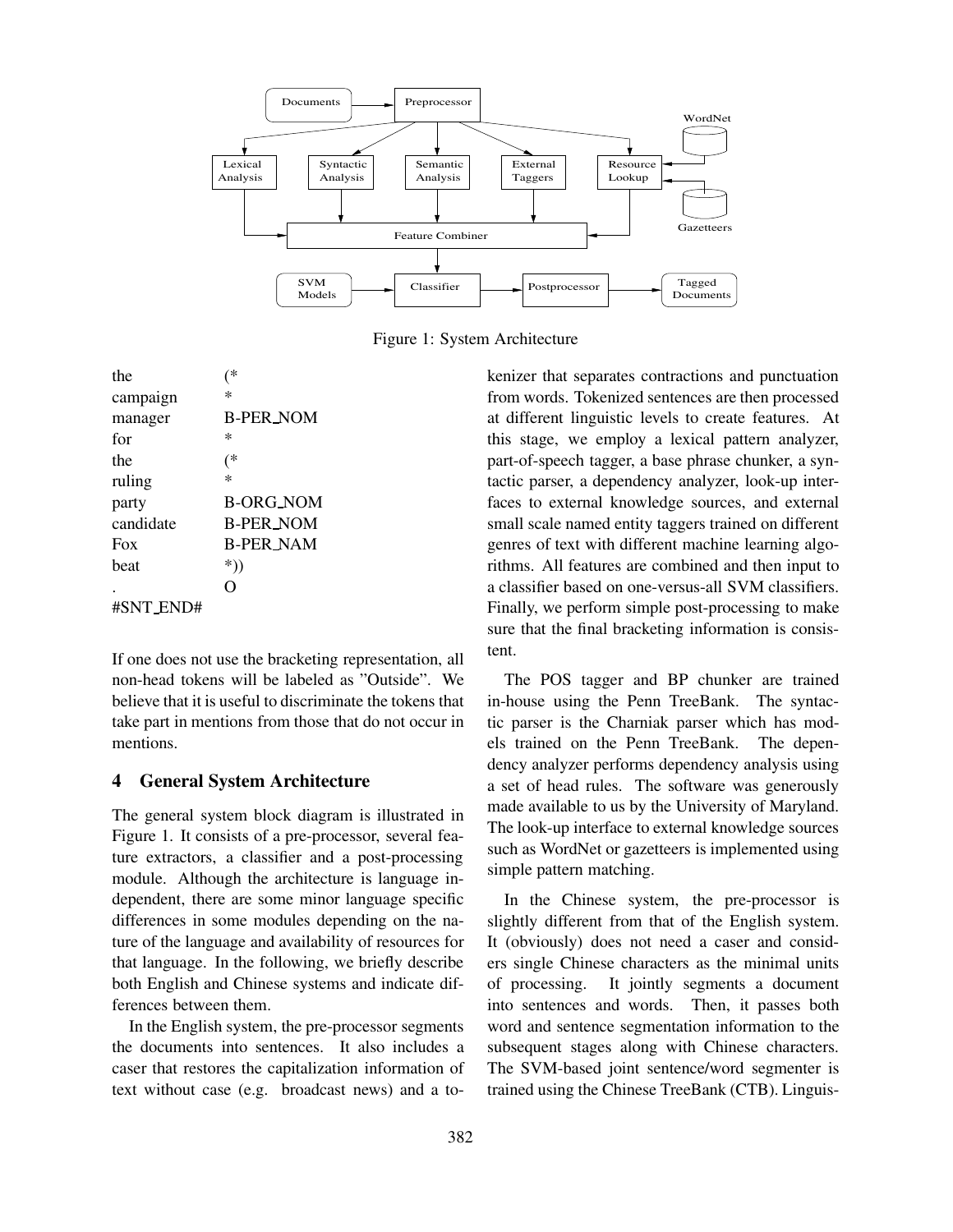Documents → Preprocessor → Lexical Analysis, Syntactic Analysis, Semantic Analysis, External Taggers, Resource Lookup (WordNet, Gazetteers) → Feature Combiner → Classifier (SVM Models) → Postprocessor → Tagged Documents

Figure 1: System Architecture

| | |
|---|---|
| the | (* |
| campaign | * |
| manager | B-PER_NOM |
| for | * |
| the | (* |
| ruling | * |
| party | B-ORG_NOM |
| candidate | B-PER_NOM |
| Fox | B-PER_NAM |
| beat | *)) |
| . | O |
| #SNT_END# | |

If one does not use the bracketing representation, all non-head tokens will be labeled as "Outside". We believe that it is useful to discriminate the tokens that take part in mentions from those that do not occur in mentions.

## 4 General System Architecture

The general system block diagram is illustrated in Figure 1. It consists of a pre-processor, several feature extractors, a classifier and a post-processing module. Although the architecture is language independent, there are some minor language specific differences in some modules depending on the nature of the language and availability of resources for that language. In the following, we briefly describe both English and Chinese systems and indicate differences between them.

In the English system, the pre-processor segments the documents into sentences. It also includes a caser that restores the capitalization information of text without case (e.g. broadcast news) and a tokenizer that separates contractions and punctuation from words. Tokenized sentences are then processed at different linguistic levels to create features. At this stage, we employ a lexical pattern analyzer, part-of-speech tagger, a base phrase chunker, a syntactic parser, a dependency analyzer, look-up interfaces to external knowledge sources, and external small scale named entity taggers trained on different genres of text with different machine learning algorithms. All features are combined and then input to a classifier based on one-versus-all SVM classifiers. Finally, we perform simple post-processing to make sure that the final bracketing information is consistent.

The POS tagger and BP chunker are trained in-house using the Penn TreeBank. The syntactic parser is the Charniak parser which has models trained on the Penn TreeBank. The dependency analyzer performs dependency analysis using a set of head rules. The software was generously made available to us by the University of Maryland. The look-up interface to external knowledge sources such as WordNet or gazetteers is implemented using simple pattern matching.

In the Chinese system, the pre-processor is slightly different from that of the English system. It (obviously) does not need a caser and considers single Chinese characters as the minimal units of processing. It jointly segments a document into sentences and words. Then, it passes both word and sentence segmentation information to the subsequent stages along with Chinese characters. The SVM-based joint sentence/word segmenter is trained using the Chinese TreeBank (CTB). Linguis-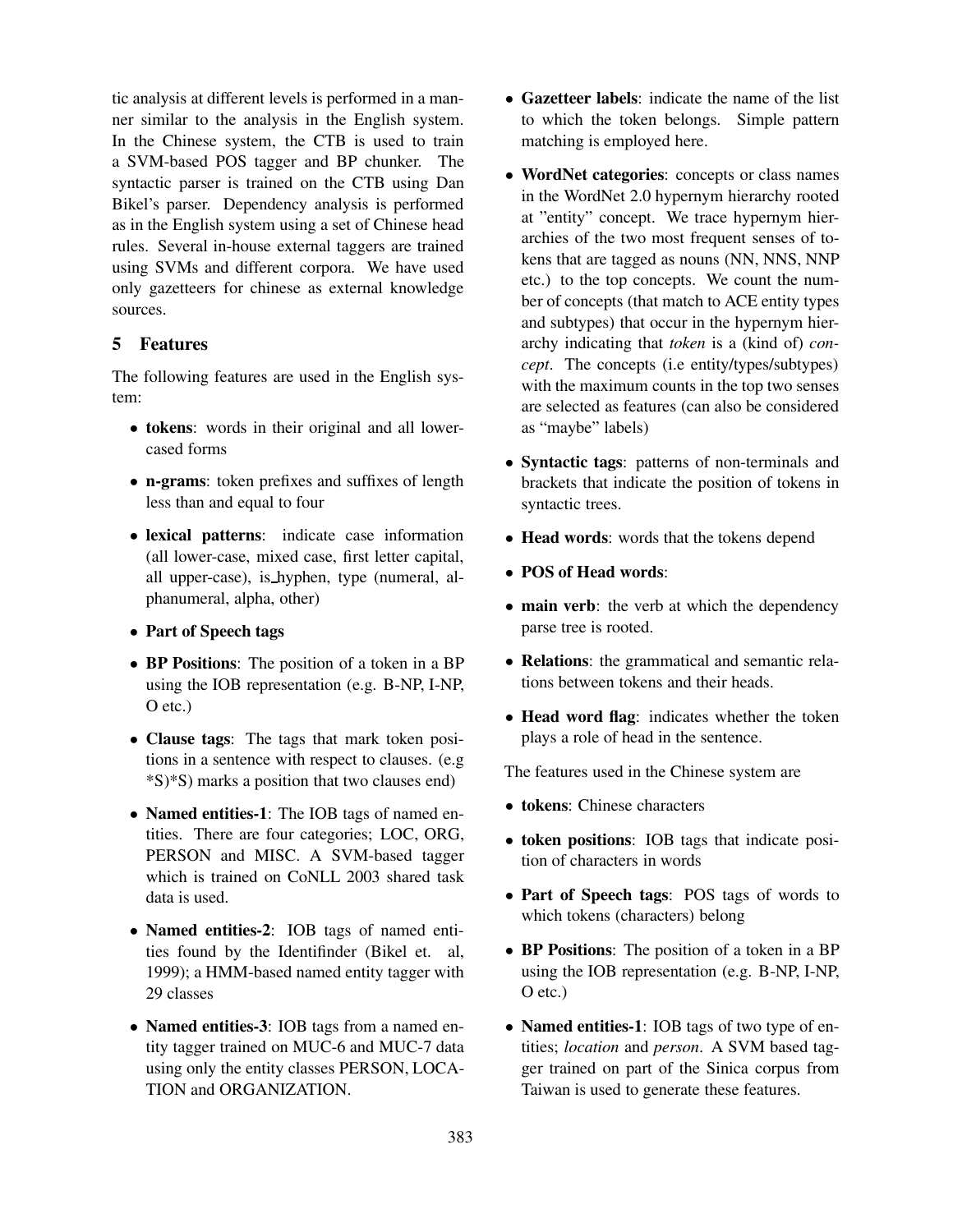tic analysis at different levels is performed in a manner similar to the analysis in the English system. In the Chinese system, the CTB is used to train a SVM-based POS tagger and BP chunker. The syntactic parser is trained on the CTB using Dan Bikel's parser. Dependency analysis is performed as in the English system using a set of Chinese head rules. Several in-house external taggers are trained using SVMs and different corpora. We have used only gazetteers for chinese as external knowledge sources.

## 5 Features

The following features are used in the English system:

- **tokens**: words in their original and all lower-cased forms
- **n-grams**: token prefixes and suffixes of length less than and equal to four
- **lexical patterns**: indicate case information (all lower-case, mixed case, first letter capital, all upper-case), is_hyphen, type (numeral, alphanumeral, alpha, other)
- **Part of Speech tags**
- **BP Positions**: The position of a token in a BP using the IOB representation (e.g. B-NP, I-NP, O etc.)
- **Clause tags**: The tags that mark token positions in a sentence with respect to clauses. (e.g *S)*S) marks a position that two clauses end)
- **Named entities-1**: The IOB tags of named entities. There are four categories; LOC, ORG, PERSON and MISC. A SVM-based tagger which is trained on CoNLL 2003 shared task data is used.
- **Named entities-2**: IOB tags of named entities found by the Identinfinder (Bikel et. al, 1999); a HMM-based named entity tagger with 29 classes
- **Named entities-3**: IOB tags from a named entity tagger trained on MUC-6 and MUC-7 data using only the entity classes PERSON, LOCATION and ORGANIZATION.
- **Gazetteer labels**: indicate the name of the list to which the token belongs. Simple pattern matching is employed here.
- **WordNet categories**: concepts or class names in the WordNet 2.0 hypernym hierarchy rooted at "entity" concept. We trace hypernym hierarchies of the two most frequent senses of tokens that are tagged as nouns (NN, NNS, NNP etc.) to the top concepts. We count the number of concepts (that match to ACE entity types and subtypes) that occur in the hypernym hierarchy indicating that *token* is a (kind of) *concept*. The concepts (i.e entity/types/subtypes) with the maximum counts in the top two senses are selected as features (can also be considered as "maybe" labels)
- **Syntactic tags**: patterns of non-terminals and brackets that indicate the position of tokens in syntactic trees.
- **Head words**: words that the tokens depend
- **POS of Head words**:
- **main verb**: the verb at which the dependency parse tree is rooted.
- **Relations**: the grammatical and semantic relations between tokens and their heads.
- **Head word flag**: indicates whether the token plays a role of head in the sentence.

The features used in the Chinese system are

- **tokens**: Chinese characters
- **token positions**: IOB tags that indicate position of characters in words
- **Part of Speech tags**: POS tags of words to which tokens (characters) belong
- **BP Positions**: The position of a token in a BP using the IOB representation (e.g. B-NP, I-NP, O etc.)
- **Named entities-1**: IOB tags of two type of entities; *location* and *person*. A SVM based tagger trained on part of the Sinica corpus from Taiwan is used to generate these features.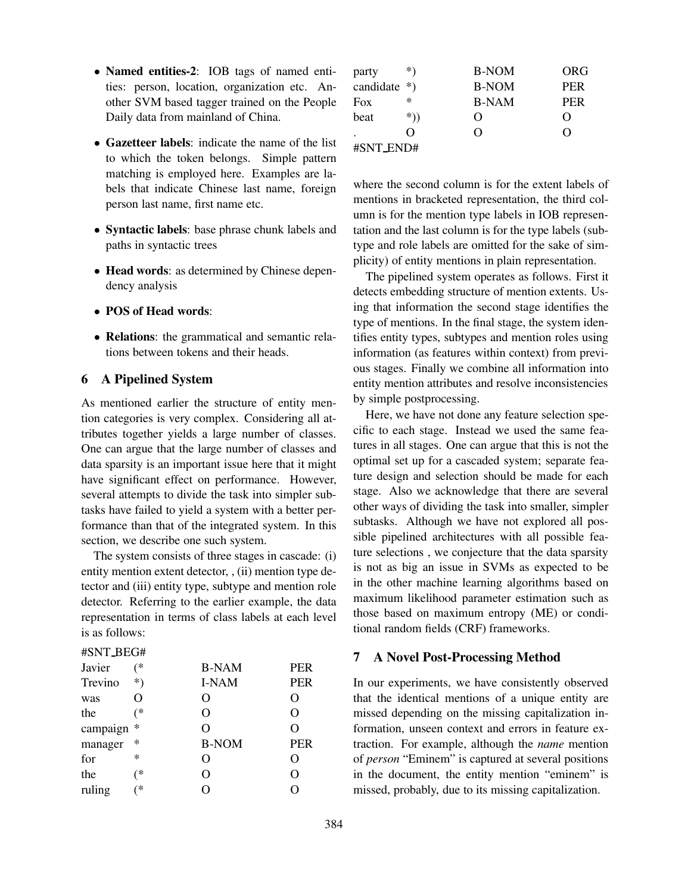- **Named entities-2**: IOB tags of named entities: person, location, organization etc. Another SVM based tagger trained on the People Daily data from mainland of China.
- **Gazetteer labels**: indicate the name of the list to which the token belongs. Simple pattern matching is employed here. Examples are labels that indicate Chinese last name, foreign person last name, first name etc.
- **Syntactic labels**: base phrase chunk labels and paths in syntactic trees
- **Head words**: as determined by Chinese dependency analysis
- **POS of Head words**:
- **Relations**: the grammatical and semantic relations between tokens and their heads.

## 6 A Pipelined System

As mentioned earlier the structure of entity mention categories is very complex. Considering all attributes together yields a large number of classes. One can argue that the large number of classes and data sparsity is an important issue here that it might have significant effect on performance. However, several attempts to divide the task into simpler subtasks have failed to yield a system with a better performance than that of the integrated system. In this section, we describe one such system.

The system consists of three stages in cascade: (i) entity mention extent detector, , (ii) mention type detector and (iii) entity type, subtype and mention role detector. Referring to the earlier example, the data representation in terms of class labels at each level is as follows:

```
#SNT_BEG#
Javier     (*     B-NAM    PER
Trevino    *)     I-NAM    PER
was        O      O        O
the        (*     O        O
campaign   *      O        O
manager    *      B-NOM    PER
for        *      O        O
the        (*     O        O
ruling     (*     O        O
party      *)     B-NOM    ORG
candidate  *)     B-NOM    PER
Fox        *      B-NAM    PER
beat       *))    O        O
.          O      O        O
#SNT_END#
```

where the second column is for the extent labels of mentions in bracketed representation, the third column is for the mention type labels in IOB representation and the last column is for the type labels (subtype and role labels are omitted for the sake of simplicity) of entity mentions in plain representation.

The pipelined system operates as follows. First it detects embedding structure of mention extents. Using that information the second stage identifies the type of mentions. In the final stage, the system identifies entity types, subtypes and mention roles using information (as features within context) from previous stages. Finally we combine all information into entity mention attributes and resolve inconsistencies by simple postprocessing.

Here, we have not done any feature selection specific to each stage. Instead we used the same features in all stages. One can argue that this is not the optimal set up for a cascaded system; separate feature design and selection should be made for each stage. Also we acknowledge that there are several other ways of dividing the task into smaller, simpler subtasks. Although we have not explored all possible pipelined architectures with all possible feature selections , we conjecture that the data sparsity is not as big an issue in SVMs as expected to be in the other machine learning algorithms based on maximum likelihood parameter estimation such as those based on maximum entropy (ME) or conditional random fields (CRF) frameworks.

## 7 A Novel Post-Processing Method

In our experiments, we have consistently observed that the identical mentions of a unique entity are missed depending on the missing capitalization information, unseen context and errors in feature extraction. For example, although the *name* mention of *person* "Eminem" is captured at several positions in the document, the entity mention "eminem" is missed, probably, due to its missing capitalization.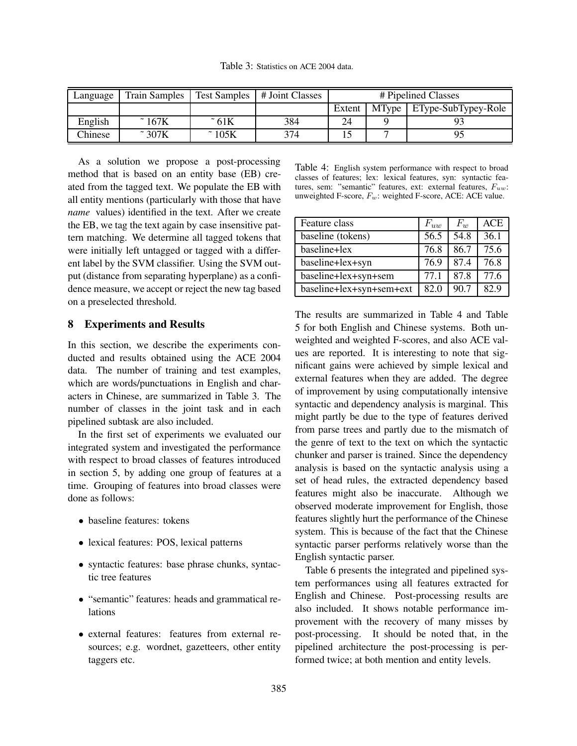Table 3: Statistics on ACE 2004 data.

| Language | Train Samples | Test Samples | # Joint Classes | # Pipelined Classes | | |
|---|---|---|---|---|---|---|
| | | | | Extent | MType | EType-SubTypey-Role |
| English | ˜ 167K | ˜ 61K | 384 | 24 | 9 | 93 |
| Chinese | ˜ 307K | ˜ 105K | 374 | 15 | 7 | 95 |

As a solution we propose a post-processing method that is based on an entity base (EB) created from the tagged text. We populate the EB with all entity mentions (particularly with those that have *name* values) identified in the text. After we create the EB, we tag the text again by case insensitive pattern matching. We determine all tagged tokens that were initially left untagged or tagged with a different label by the SVM classifier. Using the SVM output (distance from separating hyperplane) as a confidence measure, we accept or reject the new tag based on a preselected threshold.

## 8 Experiments and Results

In this section, we describe the experiments conducted and results obtained using the ACE 2004 data. The number of training and test examples, which are words/punctuations in English and characters in Chinese, are summarized in Table 3. The number of classes in the joint task and in each pipelined subtask are also included.

In the first set of experiments we evaluated our integrated system and investigated the performance with respect to broad classes of features introduced in section 5, by adding one group of features at a time. Grouping of features into broad classes were done as follows:

- baseline features: tokens
- lexical features: POS, lexical patterns
- syntactic features: base phrase chunks, syntactic tree features
- "semantic" features: heads and grammatical relations
- external features: features from external resources; e.g. wordnet, gazetteers, other entity taggers etc.

Table 4: English system performance with respect to broad classes of features; lex: lexical features, syn: syntactic features, sem: "semantic" features, ext: external features, $F_{uw}$: unweighted F-score, $F_w$: weighted F-score, ACE: ACE value.

| Feature class | $F_{uw}$ | $F_w$ | ACE |
|---|---|---|---|
| baseline (tokens) | 56.5 | 54.8 | 36.1 |
| baseline+lex | 76.8 | 86.7 | 75.6 |
| baseline+lex+syn | 76.9 | 87.4 | 76.8 |
| baseline+lex+syn+sem | 77.1 | 87.8 | 77.6 |
| baseline+lex+syn+sem+ext | 82.0 | 90.7 | 82.9 |

The results are summarized in Table 4 and Table 5 for both English and Chinese systems. Both unweighted and weighted F-scores, and also ACE values are reported. It is interesting to note that significant gains were achieved by simple lexical and external features when they are added. The degree of improvement by using computationally intensive syntactic and dependency analysis is marginal. This might partly be due to the type of features derived from parse trees and partly due to the mismatch of the genre of text to the text on which the syntactic chunker and parser is trained. Since the dependency analysis is based on the syntactic analysis using a set of head rules, the extracted dependency based features might also be inaccurate. Although we observed moderate improvement for English, those features slightly hurt the performance of the Chinese system. This is because of the fact that the Chinese syntactic parser performs relatively worse than the English syntactic parser.

Table 6 presents the integrated and pipelined system performances using all features extracted for English and Chinese. Post-processing results are also included. It shows notable performance improvement with the recovery of many misses by post-processing. It should be noted that, in the pipelined architecture the post-processing is performed twice; at both mention and entity levels.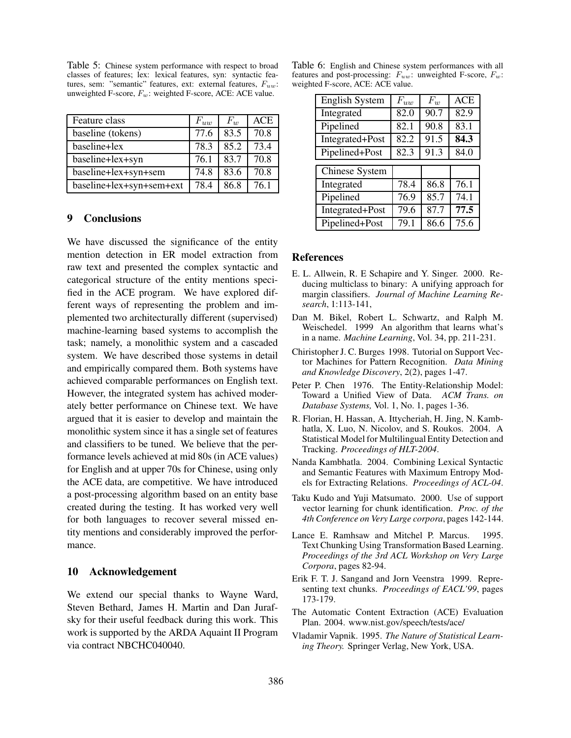Table 5: Chinese system performance with respect to broad classes of features; lex: lexical features, syn: syntactic features, sem: "semantic" features, ext: external features, $F_{uw}$: unweighted F-score, $F_w$: weighted F-score, ACE: ACE value.

| Feature class | $F_{uw}$ | $F_w$ | ACE |
|---|---|---|---|
| baseline (tokens) | 77.6 | 83.5 | 70.8 |
| baseline+lex | 78.3 | 85.2 | 73.4 |
| baseline+lex+syn | 76.1 | 83.7 | 70.8 |
| baseline+lex+syn+sem | 74.8 | 83.6 | 70.8 |
| baseline+lex+syn+sem+ext | 78.4 | 86.8 | 76.1 |

## 9 Conclusions

We have discussed the significance of the entity mention detection in ER model extraction from raw text and presented the complex syntactic and categorical structure of the entity mentions specified in the ACE program. We have explored different ways of representing the problem and implemented two architecturally different (supervised) machine-learning based systems to accomplish the task; namely, a monolithic system and a cascaded system. We have described those systems in detail and empirically compared them. Both systems have achieved comparable performances on English text. However, the integrated system has achived moderately better performance on Chinese text. We have argued that it is easier to develop and maintain the monolithic system since it has a single set of features and classifiers to be tuned. We believe that the performance levels achieved at mid 80s (in ACE values) for English and at upper 70s for Chinese, using only the ACE data, are competitive. We have introduced a post-processing algorithm based on an entity base created during the testing. It has worked very well for both languages to recover several missed entity mentions and considerably improved the performance.

## 10 Acknowledgement

We extend our special thanks to Wayne Ward, Steven Bethard, James H. Martin and Dan Jurafsky for their useful feedback during this work. This work is supported by the ARDA Aquaint II Program via contract NBCHC040040.

Table 6: English and Chinese system performances with all features and post-processing: $F_{uw}$: unweighted F-score, $F_w$: weighted F-score, ACE: ACE value.

| English System | $F_{uw}$ | $F_w$ | ACE |
|---|---|---|---|
| Integrated | 82.0 | 90.7 | 82.9 |
| Pipelined | 82.1 | 90.8 | 83.1 |
| Integrated+Post | 82.2 | 91.5 | **84.3** |
| Pipelined+Post | 82.3 | 91.3 | 84.0 |
| **Chinese System** | | | |
| Integrated | 78.4 | 86.8 | 76.1 |
| Pipelined | 76.9 | 85.7 | 74.1 |
| Integrated+Post | 79.6 | 87.7 | **77.5** |
| Pipelined+Post | 79.1 | 86.6 | 75.6 |

## References

E. L. Allwein, R. E Schapire and Y. Singer. 2000. Reducing multiclass to binary: A unifying approach for margin classifiers. *Journal of Machine Learning Research*, 1:113-141,

Dan M. Bikel, Robert L. Schwartz, and Ralph M. Weischedel. 1999 An algorithm that learns what's in a name. *Machine Learning*, Vol. 34, pp. 211-231.

Chiristopher J. C. Burges 1998. Tutorial on Support Vector Machines for Pattern Recognition. *Data Mining and Knowledge Discovery*, 2(2), pages 1-47.

Peter P. Chen 1976. The Entity-Relationship Model: Toward a Unified View of Data. *ACM Trans. on Database Systems,* Vol. 1, No. 1, pages 1-36.

R. Florian, H. Hassan, A. Ittycheriah, H. Jing, N. Kambhatla, X. Luo, N. Nicolov, and S. Roukos. 2004. A Statistical Model for Multilingual Entity Detection and Tracking. *Proceedings of HLT-2004*.

Nanda Kambhatla. 2004. Combining Lexical Syntactic and Semantic Features with Maximum Entropy Models for Extracting Relations. *Proceedings of ACL-04*.

Taku Kudo and Yuji Matsumato. 2000. Use of support vector learning for chunk identification. *Proc. of the 4th Conference on Very Large corpora*, pages 142-144.

Lance E. Ramhsaw and Mitchel P. Marcus. 1995. Text Chunking Using Transformation Based Learning. *Proceedings of the 3rd ACL Workshop on Very Large Corpora*, pages 82-94.

Erik F. T. J. Sangand and Jorn Veenstra 1999. Representing text chunks. *Proceedings of EACL'99*, pages 173-179.

The Automatic Content Extraction (ACE) Evaluation Plan. 2004. www.nist.gov/speech/tests/ace/

Vladamir Vapnik. 1995. *The Nature of Statistical Learning Theory.* Springer Verlag, New York, USA.